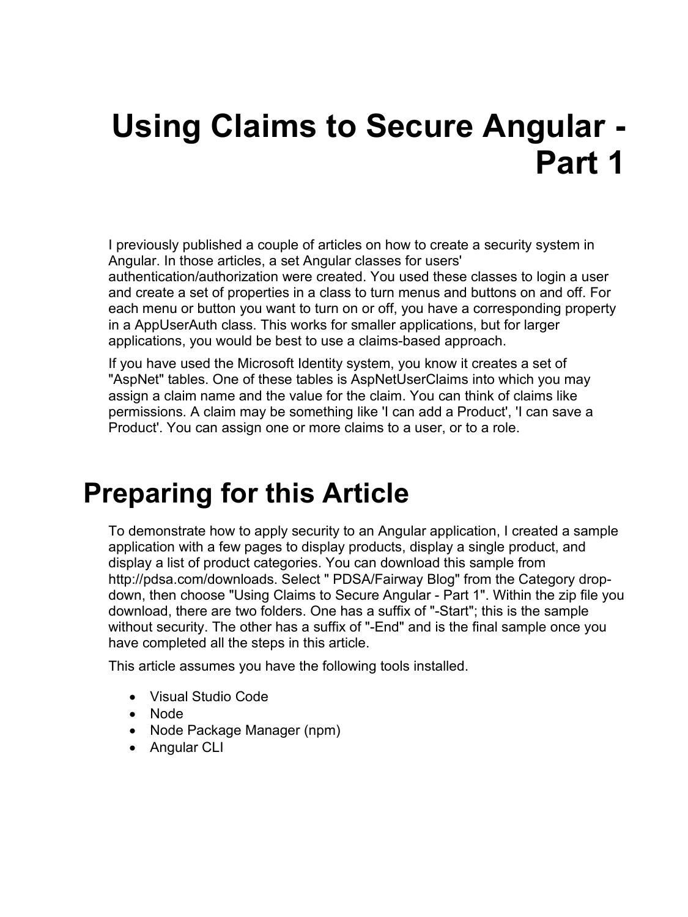# Using Claims to Secure Angular - Part 1

I previously published a couple of articles on how to create a security system in Angular. In those articles, a set Angular classes for users' authentication/authorization were created. You used these classes to login a user and create a set of properties in a class to turn menus and buttons on and off. For each menu or button you want to turn on or off, you have a corresponding property in a AppUserAuth class. This works for smaller applications, but for larger applications, you would be best to use a claims-based approach.

If you have used the Microsoft Identity system, you know it creates a set of "AspNet" tables. One of these tables is AspNetUserClaims into which you may assign a claim name and the value for the claim. You can think of claims like permissions. A claim may be something like 'I can add a Product', 'I can save a Product'. You can assign one or more claims to a user, or to a role.

# Preparing for this Article

To demonstrate how to apply security to an Angular application, I created a sample application with a few pages to display products, display a single product, and display a list of product categories. You can download this sample from http://pdsa.com/downloads. Select " PDSA/Fairway Blog" from the Category drop-down, then choose "Using Claims to Secure Angular - Part 1". Within the zip file you download, there are two folders. One has a suffix of "-Start"; this is the sample without security. The other has a suffix of "-End" and is the final sample once you have completed all the steps in this article.

This article assumes you have the following tools installed.

- Visual Studio Code
- Node
- Node Package Manager (npm)
- Angular CLI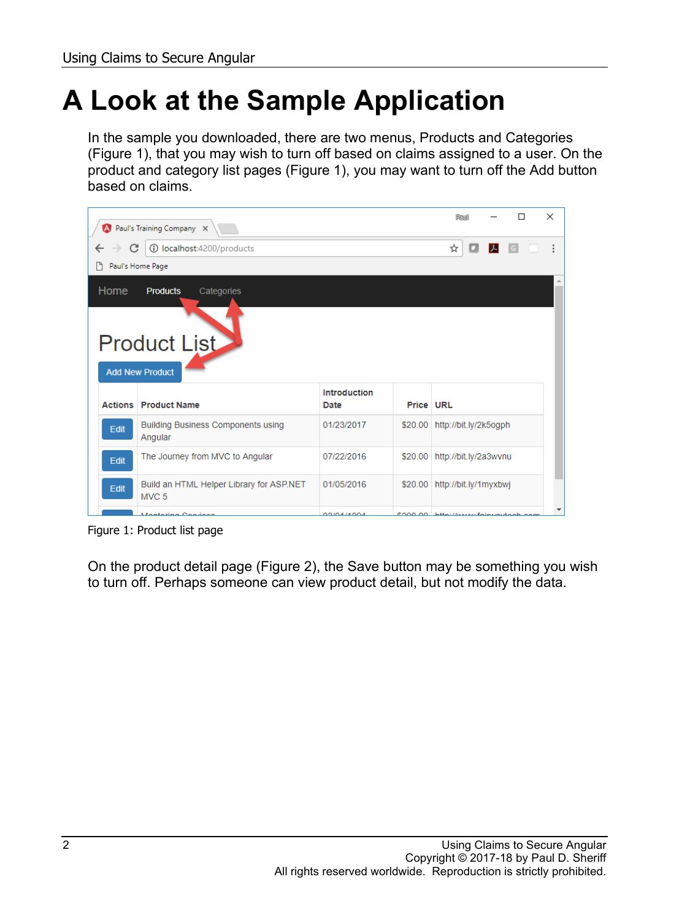# A Look at the Sample Application

In the sample you downloaded, there are two menus, Products and Categories (Figure 1), that you may wish to turn off based on claims assigned to a user. On the product and category list pages (Figure 1), you may want to turn off the Add button based on claims.

Figure 1: Product list page

On the product detail page (Figure 2), the Save button may be something you wish to turn off. Perhaps someone can view product detail, but not modify the data.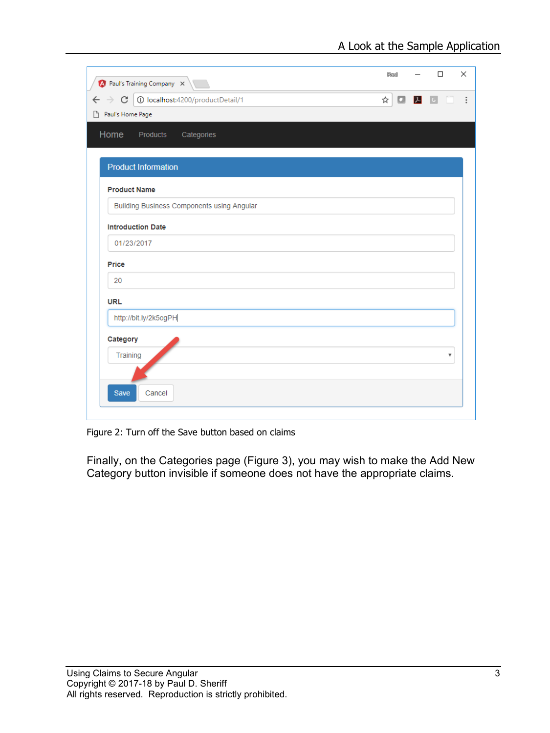Figure 2: Turn off the Save button based on claims

Finally, on the Categories page (Figure 3), you may wish to make the Add New Category button invisible if someone does not have the appropriate claims.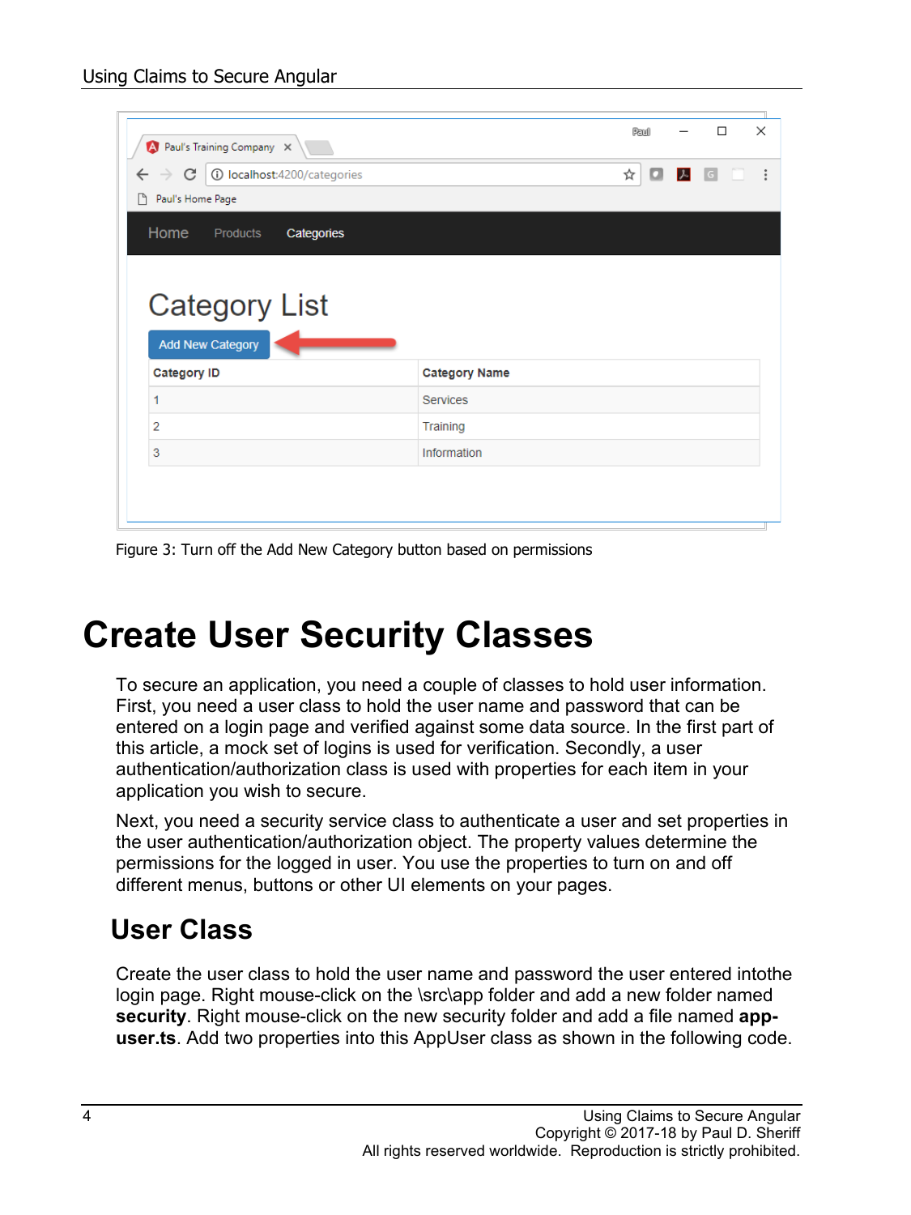Figure 3: Turn off the Add New Category button based on permissions

# Create User Security Classes

To secure an application, you need a couple of classes to hold user information. First, you need a user class to hold the user name and password that can be entered on a login page and verified against some data source. In the first part of this article, a mock set of logins is used for verification. Secondly, a user authentication/authorization class is used with properties for each item in your application you wish to secure.

Next, you need a security service class to authenticate a user and set properties in the user authentication/authorization object. The property values determine the permissions for the logged in user. You use the properties to turn on and off different menus, buttons or other UI elements on your pages.

## User Class

Create the user class to hold the user name and password the user entered intothe login page. Right mouse-click on the \src\app folder and add a new folder named **security**. Right mouse-click on the new security folder and add a file named **app-user.ts**. Add two properties into this AppUser class as shown in the following code.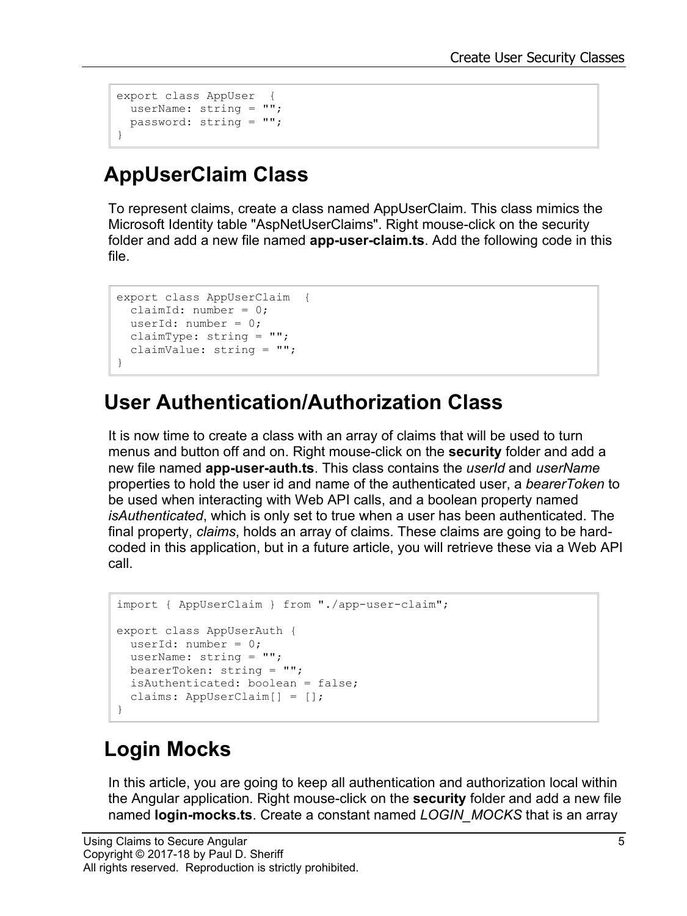```
export class AppUser  {
  userName: string = "";
  password: string = "";
}
```

## AppUserClaim Class

To represent claims, create a class named AppUserClaim. This class mimics the Microsoft Identity table "AspNetUserClaims". Right mouse-click on the security folder and add a new file named **app-user-claim.ts**. Add the following code in this file.

```
export class AppUserClaim  {
  claimId: number = 0;
  userId: number = 0;
  claimType: string = "";
  claimValue: string = "";
}
```

## User Authentication/Authorization Class

It is now time to create a class with an array of claims that will be used to turn menus and button off and on. Right mouse-click on the **security** folder and add a new file named **app-user-auth.ts**. This class contains the *userId* and *userName* properties to hold the user id and name of the authenticated user, a *bearerToken* to be used when interacting with Web API calls, and a boolean property named *isAuthenticated*, which is only set to true when a user has been authenticated. The final property, *claims*, holds an array of claims. These claims are going to be hard-coded in this application, but in a future article, you will retrieve these via a Web API call.

```
import { AppUserClaim } from "./app-user-claim";

export class AppUserAuth {
  userId: number = 0;
  userName: string = "";
  bearerToken: string = "";
  isAuthenticated: boolean = false;
  claims: AppUserClaim[] = [];
}
```

## Login Mocks

In this article, you are going to keep all authentication and authorization local within the Angular application. Right mouse-click on the **security** folder and add a new file named **login-mocks.ts**. Create a constant named *LOGIN_MOCKS* that is an array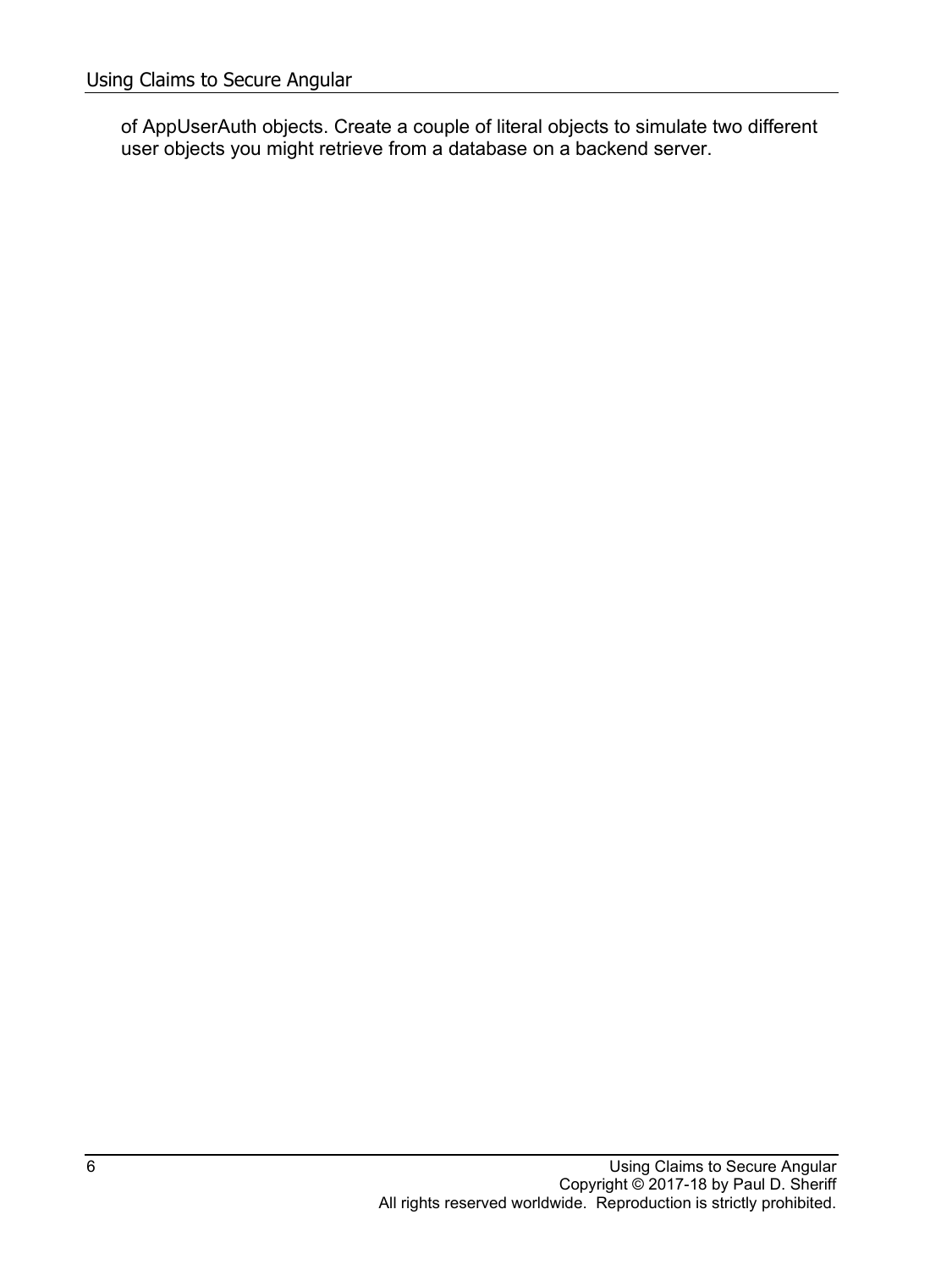of AppUserAuth objects. Create a couple of literal objects to simulate two different user objects you might retrieve from a database on a backend server.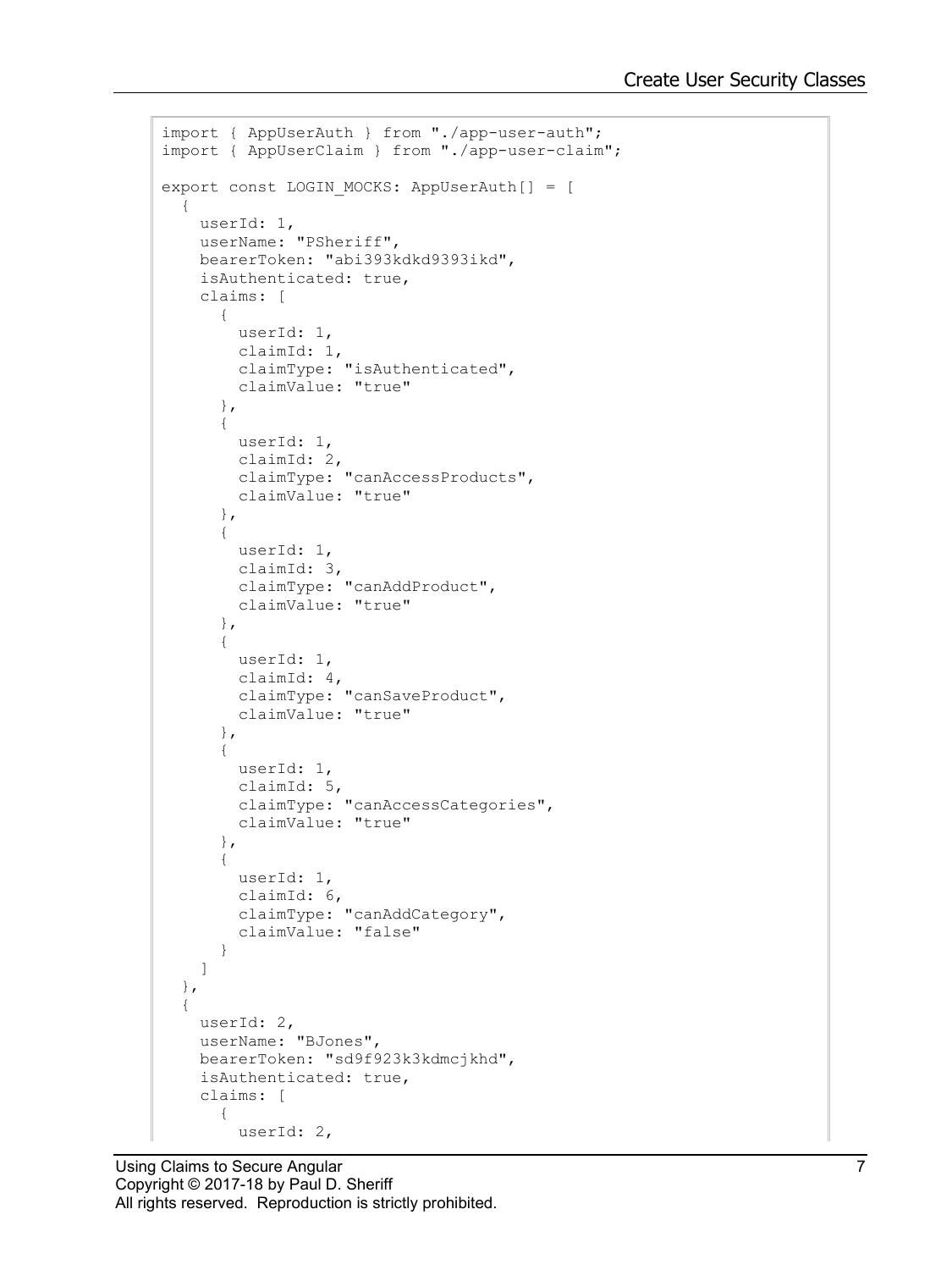```
import { AppUserAuth } from "./app-user-auth";
import { AppUserClaim } from "./app-user-claim";

export const LOGIN_MOCKS: AppUserAuth[] = [
  {
    userId: 1,
    userName: "PSheriff",
    bearerToken: "abi393kdkd9393ikd",
    isAuthenticated: true,
    claims: [
      {
        userId: 1,
        claimId: 1,
        claimType: "isAuthenticated",
        claimValue: "true"
      },
      {
        userId: 1,
        claimId: 2,
        claimType: "canAccessProducts",
        claimValue: "true"
      },
      {
        userId: 1,
        claimId: 3,
        claimType: "canAddProduct",
        claimValue: "true"
      },
      {
        userId: 1,
        claimId: 4,
        claimType: "canSaveProduct",
        claimValue: "true"
      },
      {
        userId: 1,
        claimId: 5,
        claimType: "canAccessCategories",
        claimValue: "true"
      },
      {
        userId: 1,
        claimId: 6,
        claimType: "canAddCategory",
        claimValue: "false"
      }
    ]
  },
  {
    userId: 2,
    userName: "BJones",
    bearerToken: "sd9f923k3kdmcjkhd",
    isAuthenticated: true,
    claims: [
      {
        userId: 2,
```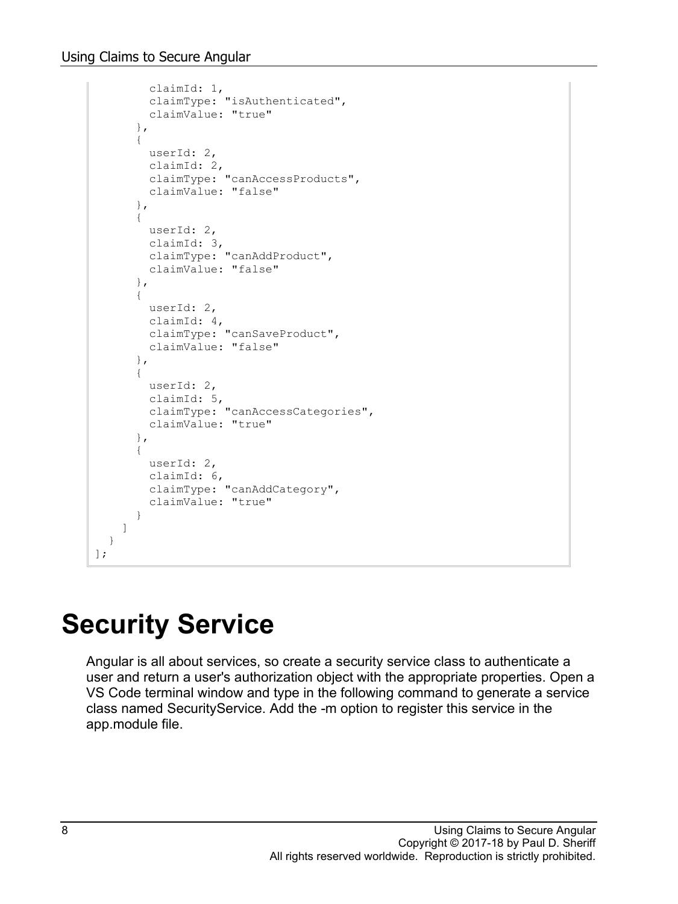```
        claimId: 1,
        claimType: "isAuthenticated",
        claimValue: "true"
      },
      {
        userId: 2,
        claimId: 2,
        claimType: "canAccessProducts",
        claimValue: "false"
      },
      {
        userId: 2,
        claimId: 3,
        claimType: "canAddProduct",
        claimValue: "false"
      },
      {
        userId: 2,
        claimId: 4,
        claimType: "canSaveProduct",
        claimValue: "false"
      },
      {
        userId: 2,
        claimId: 5,
        claimType: "canAccessCategories",
        claimValue: "true"
      },
      {
        userId: 2,
        claimId: 6,
        claimType: "canAddCategory",
        claimValue: "true"
      }
    ]
  }
];
```

# Security Service

Angular is all about services, so create a security service class to authenticate a user and return a user's authorization object with the appropriate properties. Open a VS Code terminal window and type in the following command to generate a service class named SecurityService. Add the -m option to register this service in the app.module file.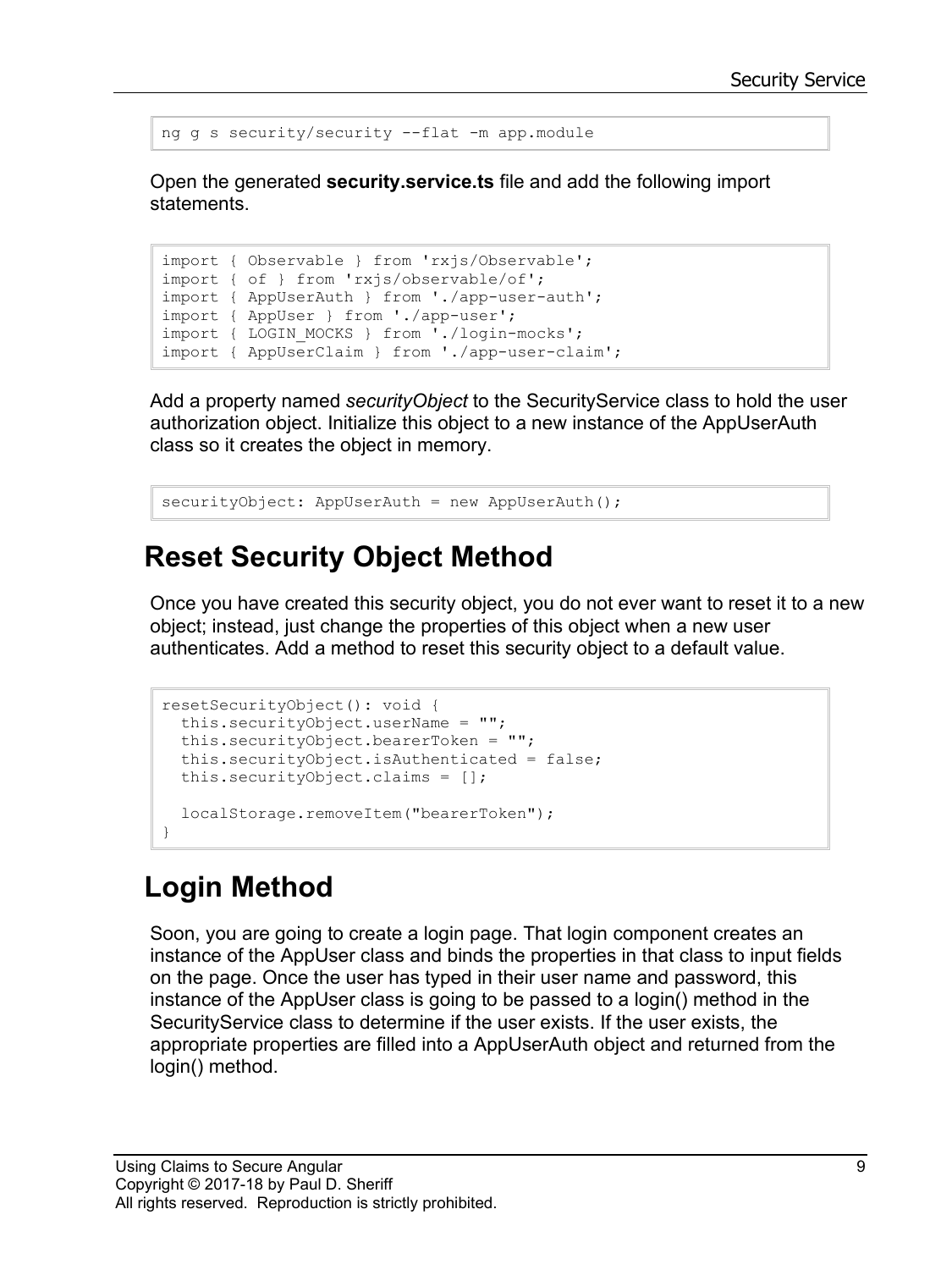```
ng g s security/security --flat -m app.module
```

Open the generated **security.service.ts** file and add the following import statements.

```
import { Observable } from 'rxjs/Observable';
import { of } from 'rxjs/observable/of';
import { AppUserAuth } from './app-user-auth';
import { AppUser } from './app-user';
import { LOGIN_MOCKS } from './login-mocks';
import { AppUserClaim } from './app-user-claim';
```

Add a property named *securityObject* to the SecurityService class to hold the user authorization object. Initialize this object to a new instance of the AppUserAuth class so it creates the object in memory.

```
securityObject: AppUserAuth = new AppUserAuth();
```

## Reset Security Object Method

Once you have created this security object, you do not ever want to reset it to a new object; instead, just change the properties of this object when a new user authenticates. Add a method to reset this security object to a default value.

```
resetSecurityObject(): void {
  this.securityObject.userName = "";
  this.securityObject.bearerToken = "";
  this.securityObject.isAuthenticated = false;
  this.securityObject.claims = [];

  localStorage.removeItem("bearerToken");
}
```

## Login Method

Soon, you are going to create a login page. That login component creates an instance of the AppUser class and binds the properties in that class to input fields on the page. Once the user has typed in their user name and password, this instance of the AppUser class is going to be passed to a login() method in the SecurityService class to determine if the user exists. If the user exists, the appropriate properties are filled into a AppUserAuth object and returned from the login() method.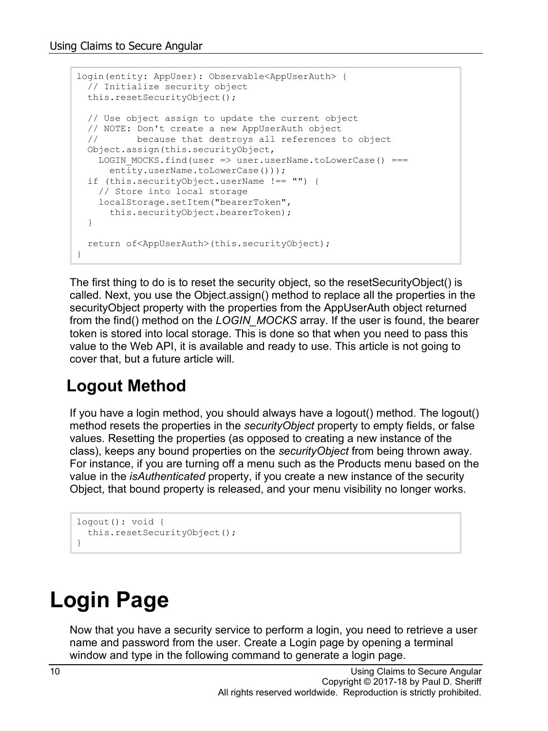```
login(entity: AppUser): Observable<AppUserAuth> {
  // Initialize security object
  this.resetSecurityObject();

  // Use object assign to update the current object
  // NOTE: Don't create a new AppUserAuth object
  //       because that destroys all references to object
  Object.assign(this.securityObject,
    LOGIN_MOCKS.find(user => user.userName.toLowerCase() ===
      entity.userName.toLowerCase()));
  if (this.securityObject.userName !== "") {
    // Store into local storage
    localStorage.setItem("bearerToken",
      this.securityObject.bearerToken);
  }

  return of<AppUserAuth>(this.securityObject);
}
```

The first thing to do is to reset the security object, so the resetSecurityObject() is called. Next, you use the Object.assign() method to replace all the properties in the securityObject property with the properties from the AppUserAuth object returned from the find() method on the *LOGIN_MOCKS* array. If the user is found, the bearer token is stored into local storage. This is done so that when you need to pass this value to the Web API, it is available and ready to use. This article is not going to cover that, but a future article will.

## Logout Method

If you have a login method, you should always have a logout() method. The logout() method resets the properties in the *securityObject* property to empty fields, or false values. Resetting the properties (as opposed to creating a new instance of the class), keeps any bound properties on the *securityObject* from being thrown away. For instance, if you are turning off a menu such as the Products menu based on the value in the *isAuthenticated* property, if you create a new instance of the security Object, that bound property is released, and your menu visibility no longer works.

```
logout(): void {
  this.resetSecurityObject();
}
```

# Login Page

Now that you have a security service to perform a login, you need to retrieve a user name and password from the user. Create a Login page by opening a terminal window and type in the following command to generate a login page.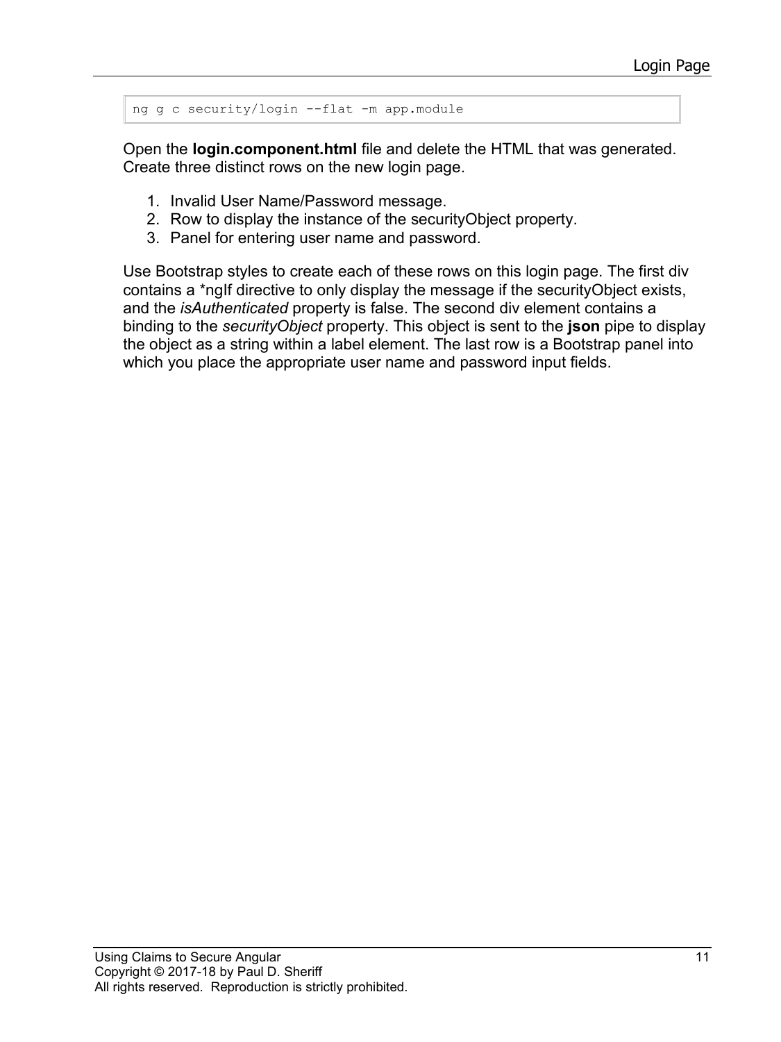```
ng g c security/login --flat -m app.module
```

Open the **login.component.html** file and delete the HTML that was generated. Create three distinct rows on the new login page.

1. Invalid User Name/Password message.
2. Row to display the instance of the securityObject property.
3. Panel for entering user name and password.

Use Bootstrap styles to create each of these rows on this login page. The first div contains a *ngIf directive to only display the message if the securityObject exists, and the *isAuthenticated* property is false. The second div element contains a binding to the *securityObject* property. This object is sent to the **json** pipe to display the object as a string within a label element. The last row is a Bootstrap panel into which you place the appropriate user name and password input fields.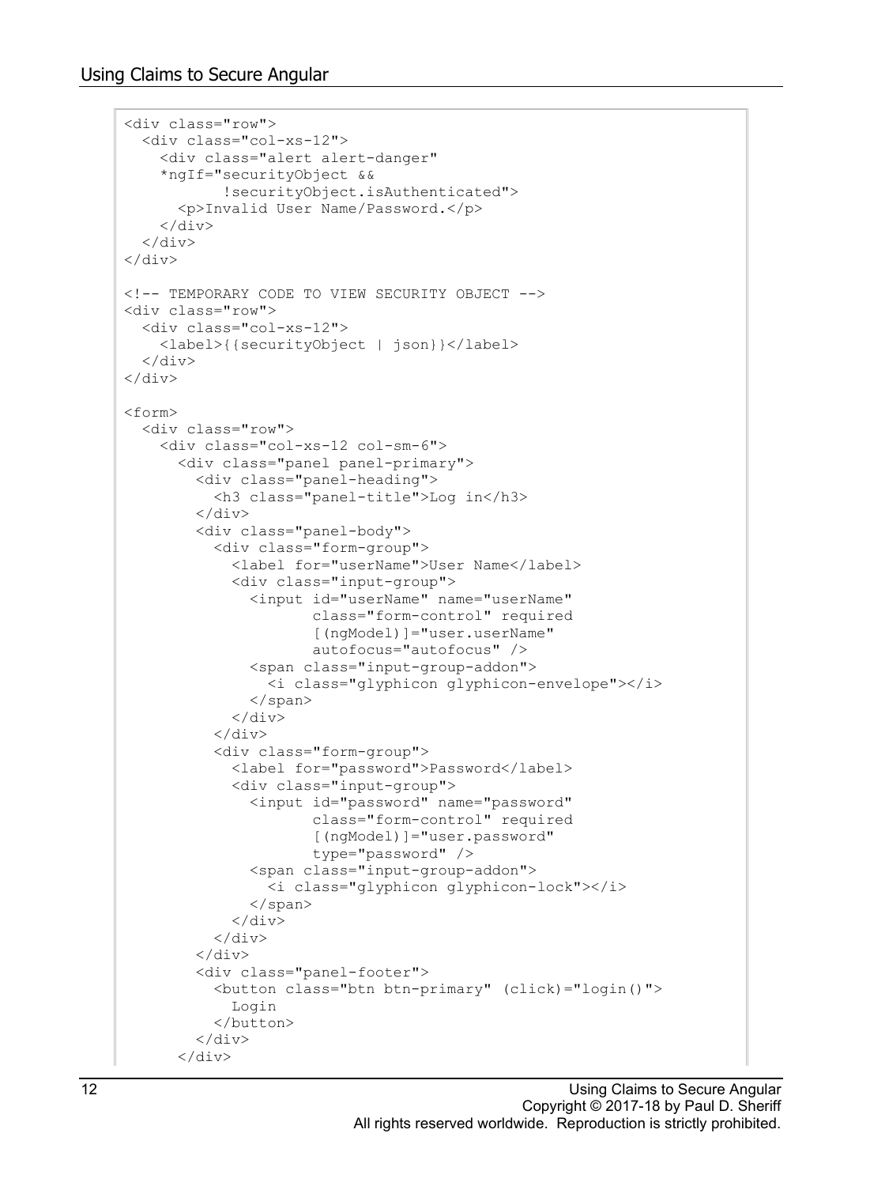```
<div class="row">
  <div class="col-xs-12">
    <div class="alert alert-danger"
    *ngIf="securityObject &&
           !securityObject.isAuthenticated">
      <p>Invalid User Name/Password.</p>
    </div>
  </div>
</div>

<!-- TEMPORARY CODE TO VIEW SECURITY OBJECT -->
<div class="row">
  <div class="col-xs-12">
    <label>{{securityObject | json}}</label>
  </div>
</div>

<form>
  <div class="row">
    <div class="col-xs-12 col-sm-6">
      <div class="panel panel-primary">
        <div class="panel-heading">
          <h3 class="panel-title">Log in</h3>
        </div>
        <div class="panel-body">
          <div class="form-group">
            <label for="userName">User Name</label>
            <div class="input-group">
              <input id="userName" name="userName"
                     class="form-control" required
                     [(ngModel)]="user.userName"
                     autofocus="autofocus" />
              <span class="input-group-addon">
                <i class="glyphicon glyphicon-envelope"></i>
              </span>
            </div>
          </div>
          <div class="form-group">
            <label for="password">Password</label>
            <div class="input-group">
              <input id="password" name="password"
                     class="form-control" required
                     [(ngModel)]="user.password"
                     type="password" />
              <span class="input-group-addon">
                <i class="glyphicon glyphicon-lock"></i>
              </span>
            </div>
          </div>
        </div>
        <div class="panel-footer">
          <button class="btn btn-primary" (click)="login()">
            Login
          </button>
        </div>
      </div>
```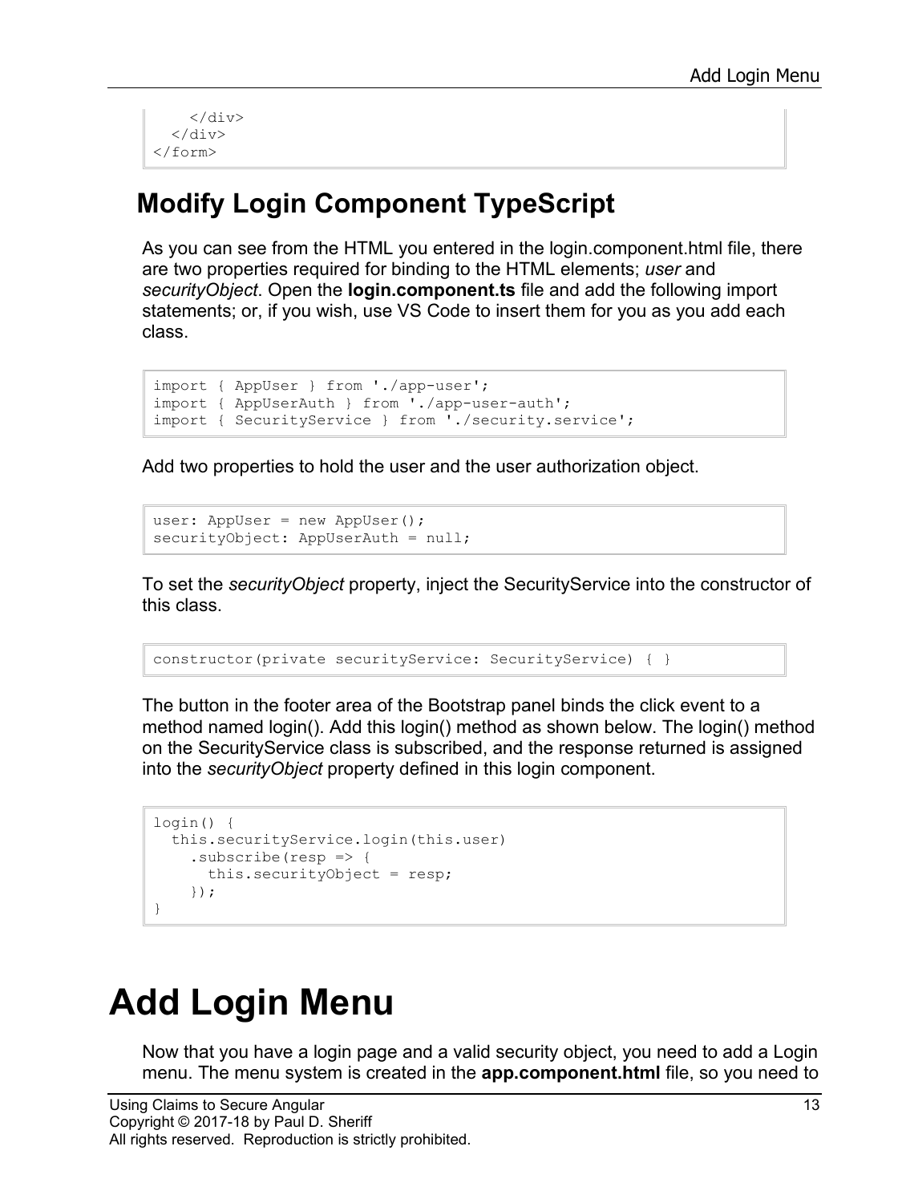```
    </div>
  </div>
</form>
```

## Modify Login Component TypeScript

As you can see from the HTML you entered in the login.component.html file, there are two properties required for binding to the HTML elements; *user* and *securityObject*. Open the **login.component.ts** file and add the following import statements; or, if you wish, use VS Code to insert them for you as you add each class.

```
import { AppUser } from './app-user';
import { AppUserAuth } from './app-user-auth';
import { SecurityService } from './security.service';
```

Add two properties to hold the user and the user authorization object.

```
user: AppUser = new AppUser();
securityObject: AppUserAuth = null;
```

To set the *securityObject* property, inject the SecurityService into the constructor of this class.

```
constructor(private securityService: SecurityService) { }
```

The button in the footer area of the Bootstrap panel binds the click event to a method named login(). Add this login() method as shown below. The login() method on the SecurityService class is subscribed, and the response returned is assigned into the *securityObject* property defined in this login component.

```
login() {
  this.securityService.login(this.user)
    .subscribe(resp => {
      this.securityObject = resp;
    });
}
```

# Add Login Menu

Now that you have a login page and a valid security object, you need to add a Login menu. The menu system is created in the **app.component.html** file, so you need to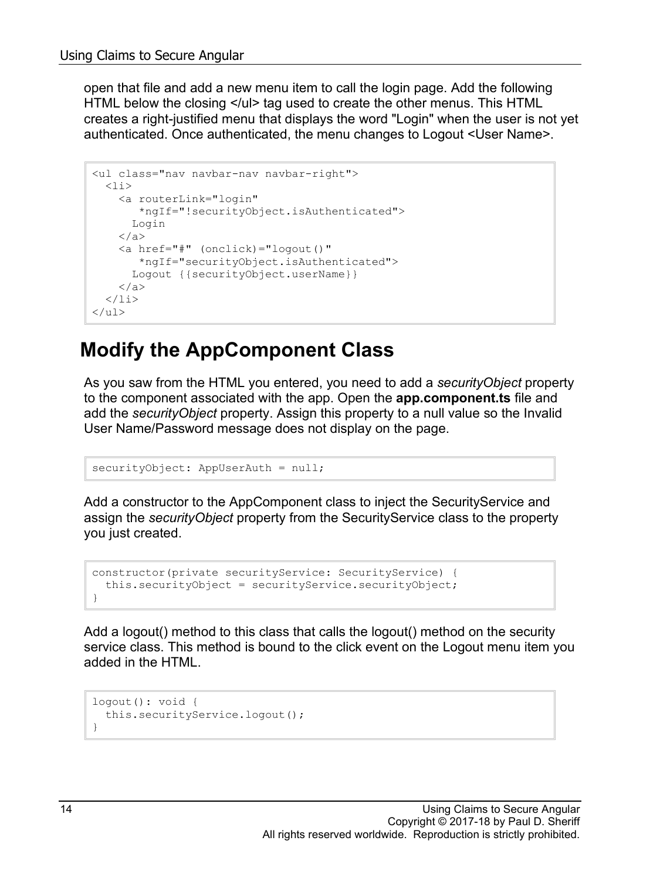open that file and add a new menu item to call the login page. Add the following HTML below the closing </ul> tag used to create the other menus. This HTML creates a right-justified menu that displays the word "Login" when the user is not yet authenticated. Once authenticated, the menu changes to Logout <User Name>.

```
<ul class="nav navbar-nav navbar-right">
  <li>
    <a routerLink="login"
       *ngIf="!securityObject.isAuthenticated">
      Login
    </a>
    <a href="#" (onclick)="logout()"
       *ngIf="securityObject.isAuthenticated">
      Logout {{securityObject.userName}}
    </a>
  </li>
</ul>
```

## Modify the AppComponent Class

As you saw from the HTML you entered, you need to add a *securityObject* property to the component associated with the app. Open the **app.component.ts** file and add the *securityObject* property. Assign this property to a null value so the Invalid User Name/Password message does not display on the page.

```
securityObject: AppUserAuth = null;
```

Add a constructor to the AppComponent class to inject the SecurityService and assign the *securityObject* property from the SecurityService class to the property you just created.

```
constructor(private securityService: SecurityService) {
  this.securityObject = securityService.securityObject;
}
```

Add a logout() method to this class that calls the logout() method on the security service class. This method is bound to the click event on the Logout menu item you added in the HTML.

```
logout(): void {
  this.securityService.logout();
}
```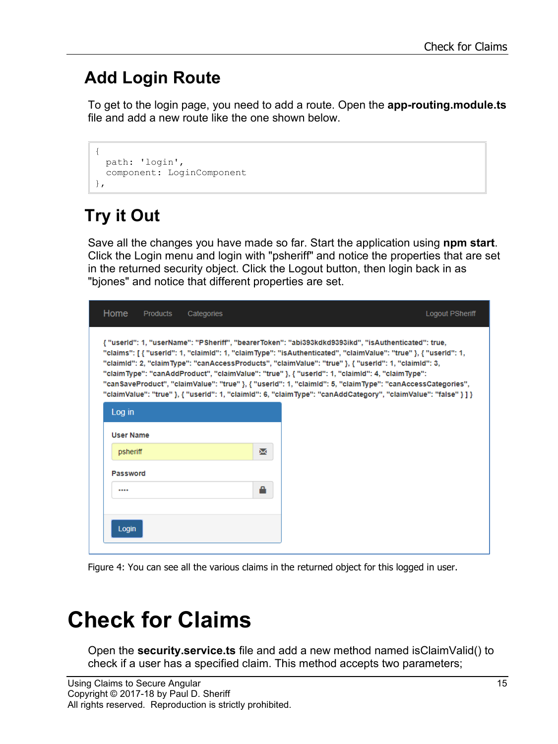## Add Login Route

To get to the login page, you need to add a route. Open the **app-routing.module.ts** file and add a new route like the one shown below.

```
{
  path: 'login',
  component: LoginComponent
},
```

## Try it Out

Save all the changes you have made so far. Start the application using **npm start**. Click the Login menu and login with "psheriff" and notice the properties that are set in the returned security object. Click the Logout button, then login back in as "bjones" and notice that different properties are set.

Figure 4: You can see all the various claims in the returned object for this logged in user.

# Check for Claims

Open the **security.service.ts** file and add a new method named isClaimValid() to check if a user has a specified claim. This method accepts two parameters;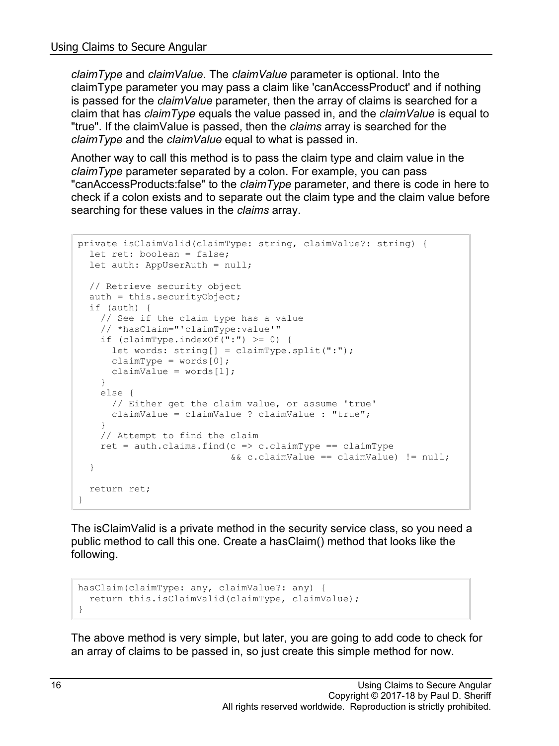*claimType* and *claimValue*. The *claimValue* parameter is optional. Into the claimType parameter you may pass a claim like 'canAccessProduct' and if nothing is passed for the *claimValue* parameter, then the array of claims is searched for a claim that has *claimType* equals the value passed in, and the *claimValue* is equal to "true". If the claimValue is passed, then the *claims* array is searched for the *claimType* and the *claimValue* equal to what is passed in.

Another way to call this method is to pass the claim type and claim value in the *claimType* parameter separated by a colon. For example, you can pass "canAccessProducts:false" to the *claimType* parameter, and there is code in here to check if a colon exists and to separate out the claim type and the claim value before searching for these values in the *claims* array.

```
private isClaimValid(claimType: string, claimValue?: string) {
  let ret: boolean = false;
  let auth: AppUserAuth = null;

  // Retrieve security object
  auth = this.securityObject;
  if (auth) {
    // See if the claim type has a value
    // *hasClaim="'claimType:value'"
    if (claimType.indexOf(":") >= 0) {
      let words: string[] = claimType.split(":");
      claimType = words[0];
      claimValue = words[1];
    }
    else {
      // Either get the claim value, or assume 'true'
      claimValue = claimValue ? claimValue : "true";
    }
    // Attempt to find the claim
    ret = auth.claims.find(c => c.claimType == claimType
                           && c.claimValue == claimValue) != null;
  }

  return ret;
}
```

The isClaimValid is a private method in the security service class, so you need a public method to call this one. Create a hasClaim() method that looks like the following.

```
hasClaim(claimType: any, claimValue?: any) {
  return this.isClaimValid(claimType, claimValue);
}
```

The above method is very simple, but later, you are going to add code to check for an array of claims to be passed in, so just create this simple method for now.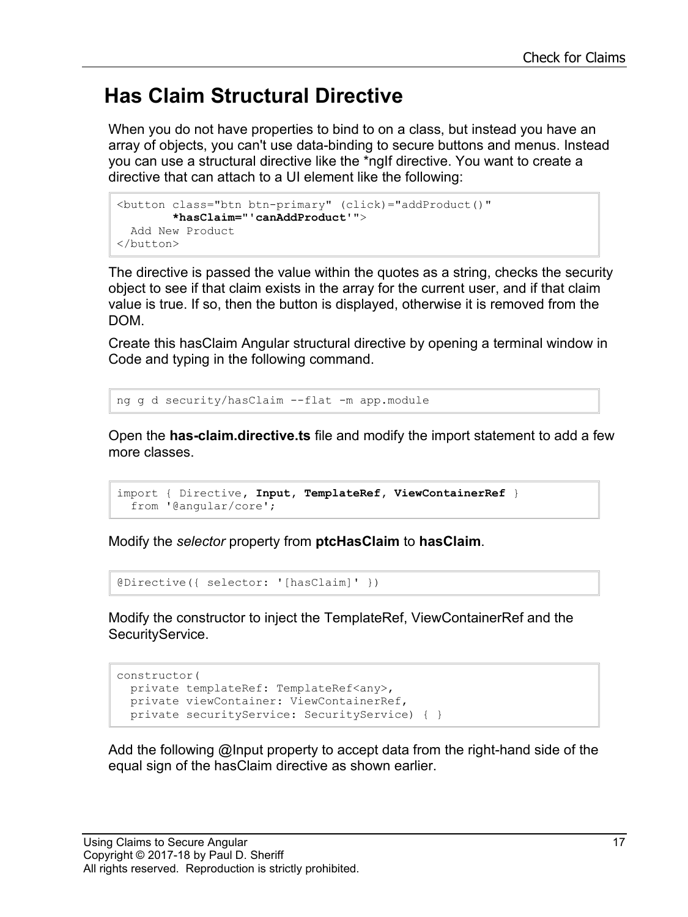## Has Claim Structural Directive

When you do not have properties to bind to on a class, but instead you have an array of objects, you can't use data-binding to secure buttons and menus. Instead you can use a structural directive like the *ngIf directive. You want to create a directive that can attach to a UI element like the following:

```
<button class="btn btn-primary" (click)="addProduct()"
        *hasClaim="'canAddProduct'">
  Add New Product
</button>
```

The directive is passed the value within the quotes as a string, checks the security object to see if that claim exists in the array for the current user, and if that claim value is true. If so, then the button is displayed, otherwise it is removed from the DOM.

Create this hasClaim Angular structural directive by opening a terminal window in Code and typing in the following command.

```
ng g d security/hasClaim --flat -m app.module
```

Open the **has-claim.directive.ts** file and modify the import statement to add a few more classes.

```
import { Directive, Input, TemplateRef, ViewContainerRef }
  from '@angular/core';
```

Modify the *selector* property from **ptcHasClaim** to **hasClaim**.

```
@Directive({ selector: '[hasClaim]' })
```

Modify the constructor to inject the TemplateRef, ViewContainerRef and the SecurityService.

```
constructor(
  private templateRef: TemplateRef<any>,
  private viewContainer: ViewContainerRef,
  private securityService: SecurityService) { }
```

Add the following @Input property to accept data from the right-hand side of the equal sign of the hasClaim directive as shown earlier.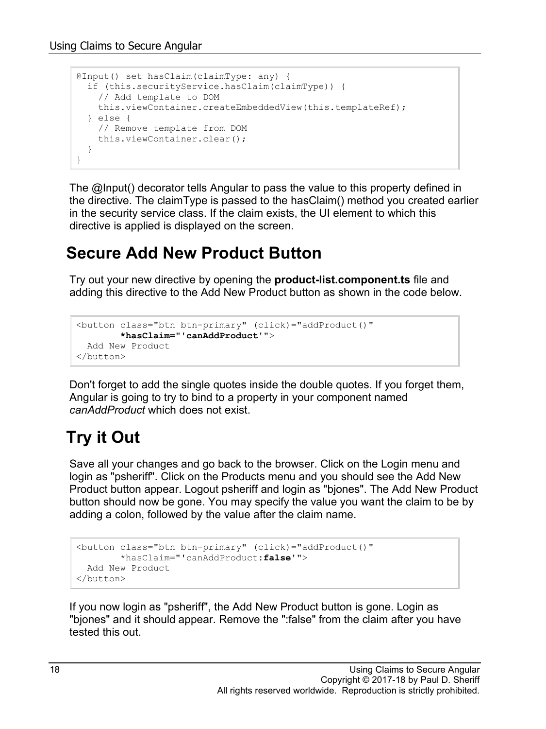```
@Input() set hasClaim(claimType: any) {
  if (this.securityService.hasClaim(claimType)) {
    // Add template to DOM
    this.viewContainer.createEmbeddedView(this.templateRef);
  } else {
    // Remove template from DOM
    this.viewContainer.clear();
  }
}
```

The @Input() decorator tells Angular to pass the value to this property defined in the directive. The claimType is passed to the hasClaim() method you created earlier in the security service class. If the claim exists, the UI element to which this directive is applied is displayed on the screen.

## Secure Add New Product Button

Try out your new directive by opening the **product-list.component.ts** file and adding this directive to the Add New Product button as shown in the code below.

```
<button class="btn btn-primary" (click)="addProduct()"
        *hasClaim="'canAddProduct'">
  Add New Product
</button>
```

Don't forget to add the single quotes inside the double quotes. If you forget them, Angular is going to try to bind to a property in your component named *canAddProduct* which does not exist.

## Try it Out

Save all your changes and go back to the browser. Click on the Login menu and login as "psheriff". Click on the Products menu and you should see the Add New Product button appear. Logout psheriff and login as "bjones". The Add New Product button should now be gone. You may specify the value you want the claim to be by adding a colon, followed by the value after the claim name.

```
<button class="btn btn-primary" (click)="addProduct()"
        *hasClaim="'canAddProduct:false'">
  Add New Product
</button>
```

If you now login as "psheriff", the Add New Product button is gone. Login as "bjones" and it should appear. Remove the ":false" from the claim after you have tested this out.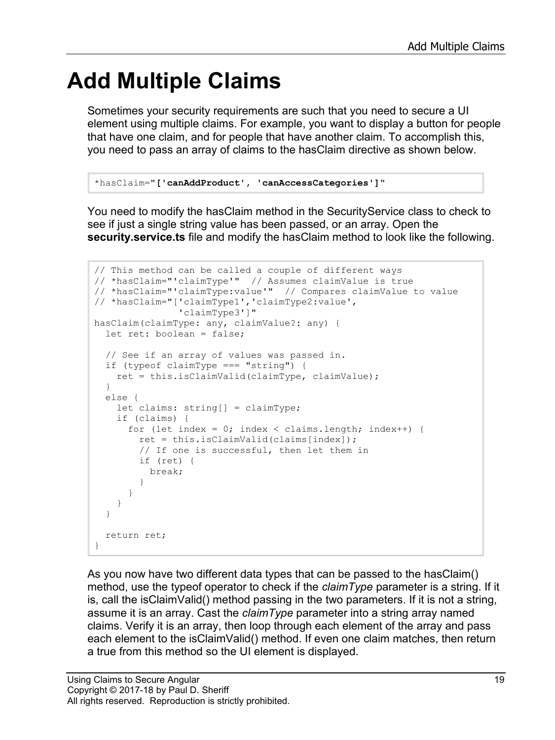# Add Multiple Claims

Sometimes your security requirements are such that you need to secure a UI element using multiple claims. For example, you want to display a button for people that have one claim, and for people that have another claim. To accomplish this, you need to pass an array of claims to the hasClaim directive as shown below.

```
*hasClaim="['canAddProduct', 'canAccessCategories']"
```

You need to modify the hasClaim method in the SecurityService class to check to see if just a single string value has been passed, or an array. Open the **security.service.ts** file and modify the hasClaim method to look like the following.

```
// This method can be called a couple of different ways
// *hasClaim="'claimType'"  // Assumes claimValue is true
// *hasClaim="'claimType:value'"  // Compares claimValue to value
// *hasClaim="['claimType1','claimType2:value',
               'claimType3']"
hasClaim(claimType: any, claimValue?: any) {
  let ret: boolean = false;

  // See if an array of values was passed in.
  if (typeof claimType === "string") {
    ret = this.isClaimValid(claimType, claimValue);
  }
  else {
    let claims: string[] = claimType;
    if (claims) {
      for (let index = 0; index < claims.length; index++) {
        ret = this.isClaimValid(claims[index]);
        // If one is successful, then let them in
        if (ret) {
          break;
        }
      }
    }
  }

  return ret;
}
```

As you now have two different data types that can be passed to the hasClaim() method, use the typeof operator to check if the *claimType* parameter is a string. If it is, call the isClaimValid() method passing in the two parameters. If it is not a string, assume it is an array. Cast the *claimType* parameter into a string array named claims. Verify it is an array, then loop through each element of the array and pass each element to the isClaimValid() method. If even one claim matches, then return a true from this method so the UI element is displayed.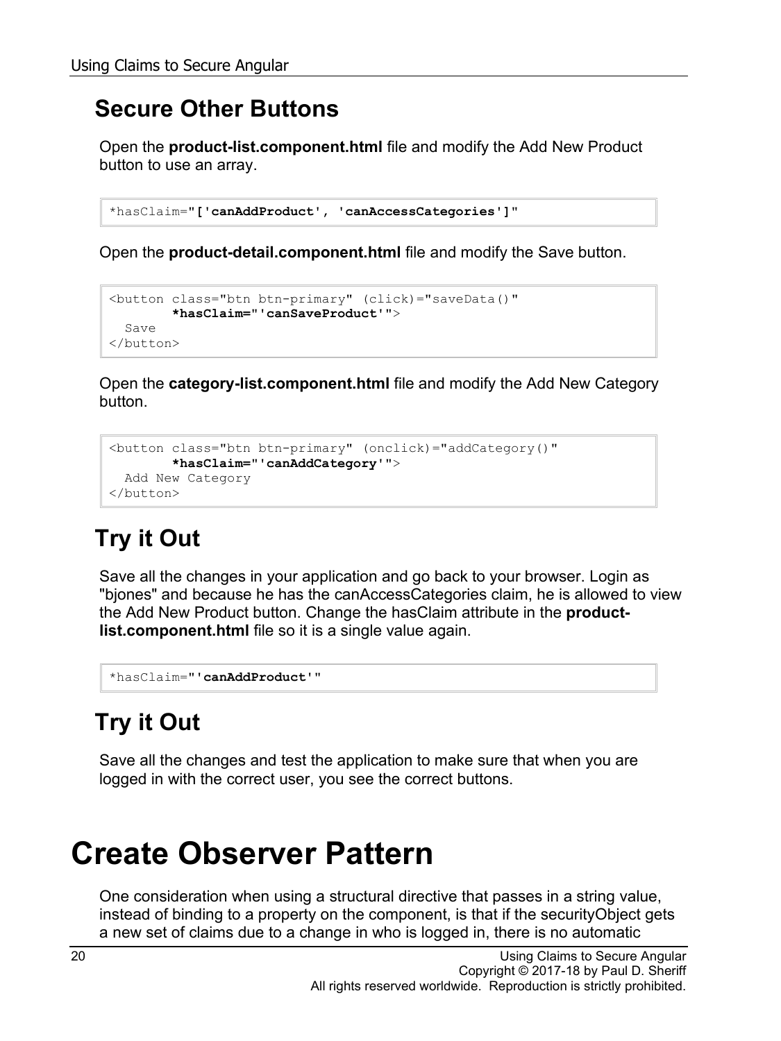## Secure Other Buttons

Open the **product-list.component.html** file and modify the Add New Product button to use an array.

```
*hasClaim="['canAddProduct', 'canAccessCategories']"
```

Open the **product-detail.component.html** file and modify the Save button.

```
<button class="btn btn-primary" (click)="saveData()"
        *hasClaim="'canSaveProduct'">
  Save
</button>
```

Open the **category-list.component.html** file and modify the Add New Category button.

```
<button class="btn btn-primary" (onclick)="addCategory()"
        *hasClaim="'canAddCategory'">
  Add New Category
</button>
```

## Try it Out

Save all the changes in your application and go back to your browser. Login as "bjones" and because he has the canAccessCategories claim, he is allowed to view the Add New Product button. Change the hasClaim attribute in the **product-list.component.html** file so it is a single value again.

```
*hasClaim="'canAddProduct'"
```

## Try it Out

Save all the changes and test the application to make sure that when you are logged in with the correct user, you see the correct buttons.

# Create Observer Pattern

One consideration when using a structural directive that passes in a string value, instead of binding to a property on the component, is that if the securityObject gets a new set of claims due to a change in who is logged in, there is no automatic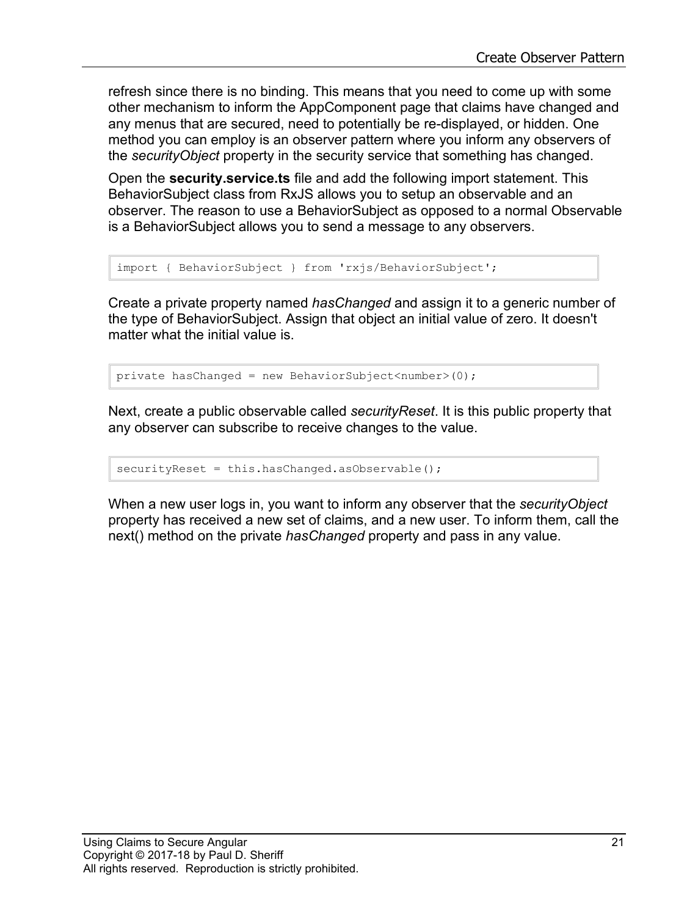refresh since there is no binding. This means that you need to come up with some other mechanism to inform the AppComponent page that claims have changed and any menus that are secured, need to potentially be re-displayed, or hidden. One method you can employ is an observer pattern where you inform any observers of the *securityObject* property in the security service that something has changed.

Open the **security.service.ts** file and add the following import statement. This BehaviorSubject class from RxJS allows you to setup an observable and an observer. The reason to use a BehaviorSubject as opposed to a normal Observable is a BehaviorSubject allows you to send a message to any observers.

```
import { BehaviorSubject } from 'rxjs/BehaviorSubject';
```

Create a private property named *hasChanged* and assign it to a generic number of the type of BehaviorSubject. Assign that object an initial value of zero. It doesn't matter what the initial value is.

```
private hasChanged = new BehaviorSubject<number>(0);
```

Next, create a public observable called *securityReset*. It is this public property that any observer can subscribe to receive changes to the value.

```
securityReset = this.hasChanged.asObservable();
```

When a new user logs in, you want to inform any observer that the *securityObject* property has received a new set of claims, and a new user. To inform them, call the next() method on the private *hasChanged* property and pass in any value.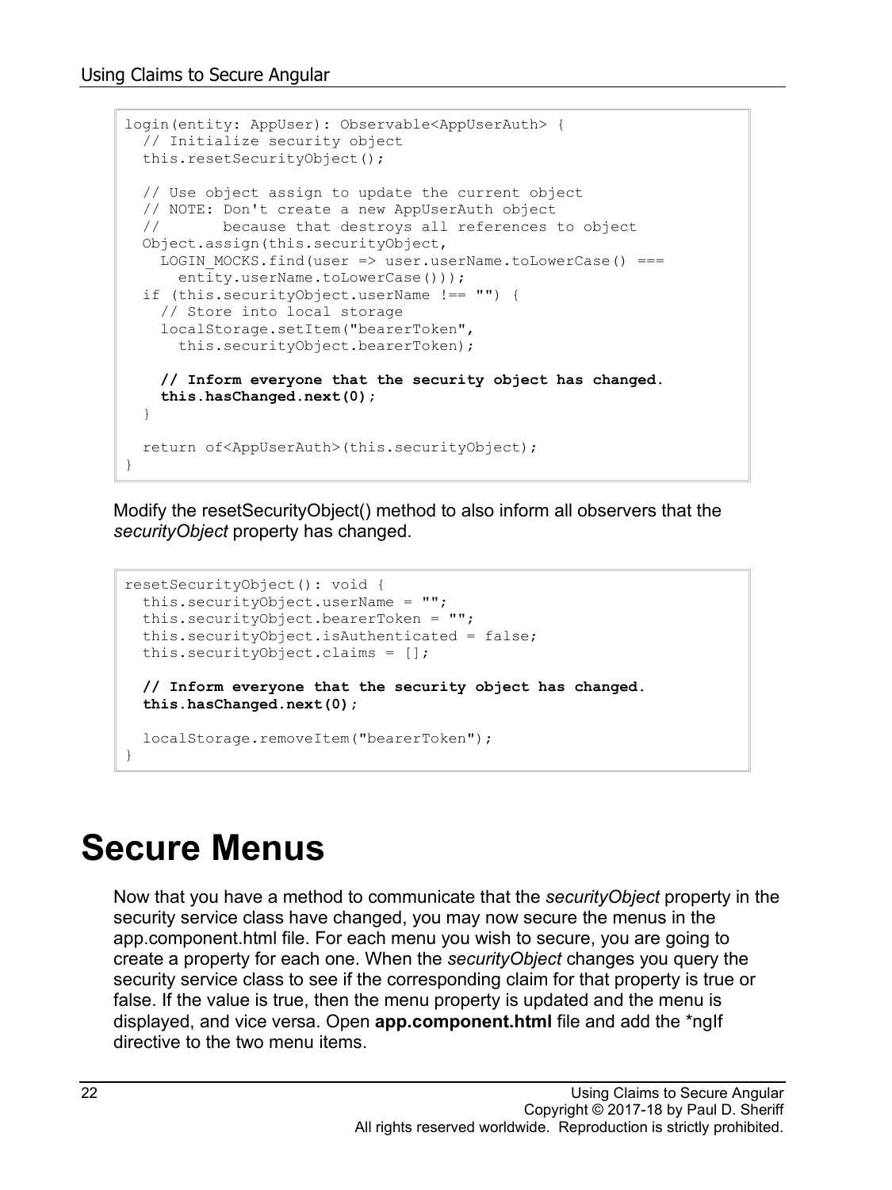```
login(entity: AppUser): Observable<AppUserAuth> {
  // Initialize security object
  this.resetSecurityObject();

  // Use object assign to update the current object
  // NOTE: Don't create a new AppUserAuth object
  //       because that destroys all references to object
  Object.assign(this.securityObject,
    LOGIN_MOCKS.find(user => user.userName.toLowerCase() ===
      entity.userName.toLowerCase()));
  if (this.securityObject.userName !== "") {
    // Store into local storage
    localStorage.setItem("bearerToken",
      this.securityObject.bearerToken);

    // Inform everyone that the security object has changed.
    this.hasChanged.next(0);
  }

  return of<AppUserAuth>(this.securityObject);
}
```

Modify the resetSecurityObject() method to also inform all observers that the *securityObject* property has changed.

```
resetSecurityObject(): void {
  this.securityObject.userName = "";
  this.securityObject.bearerToken = "";
  this.securityObject.isAuthenticated = false;
  this.securityObject.claims = [];

  // Inform everyone that the security object has changed.
  this.hasChanged.next(0);

  localStorage.removeItem("bearerToken");
}
```

# Secure Menus

Now that you have a method to communicate that the *securityObject* property in the security service class have changed, you may now secure the menus in the app.component.html file. For each menu you wish to secure, you are going to create a property for each one. When the *securityObject* changes you query the security service class to see if the corresponding claim for that property is true or false. If the value is true, then the menu property is updated and the menu is displayed, and vice versa. Open **app.component.html** file and add the *ngIf directive to the two menu items.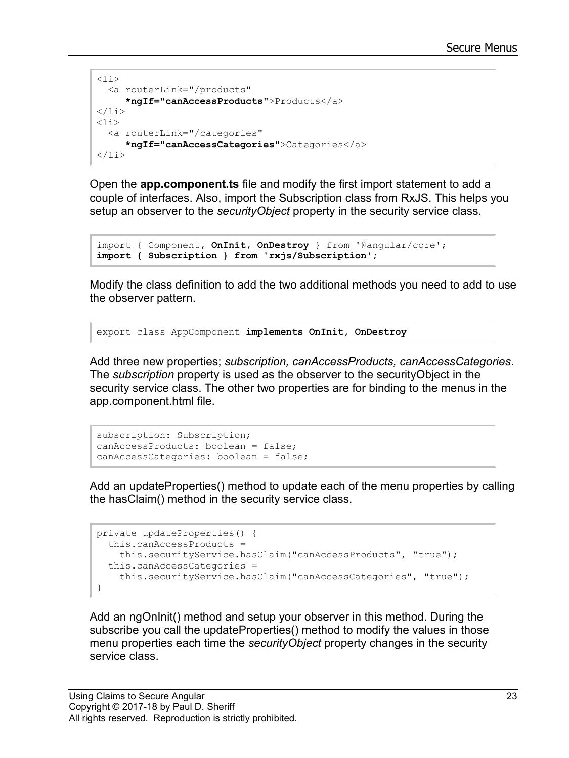```
<li>
  <a routerLink="/products"
     *ngIf="canAccessProducts">Products</a>
</li>
<li>
  <a routerLink="/categories"
     *ngIf="canAccessCategories">Categories</a>
</li>
```

Open the **app.component.ts** file and modify the first import statement to add a couple of interfaces. Also, import the Subscription class from RxJS. This helps you setup an observer to the *securityObject* property in the security service class.

```
import { Component, OnInit, OnDestroy } from '@angular/core';
import { Subscription } from 'rxjs/Subscription';
```

Modify the class definition to add the two additional methods you need to add to use the observer pattern.

```
export class AppComponent implements OnInit, OnDestroy
```

Add three new properties; *subscription, canAccessProducts, canAccessCategories*. The *subscription* property is used as the observer to the securityObject in the security service class. The other two properties are for binding to the menus in the app.component.html file.

```
subscription: Subscription;
canAccessProducts: boolean = false;
canAccessCategories: boolean = false;
```

Add an updateProperties() method to update each of the menu properties by calling the hasClaim() method in the security service class.

```
private updateProperties() {
  this.canAccessProducts =
    this.securityService.hasClaim("canAccessProducts", "true");
  this.canAccessCategories =
    this.securityService.hasClaim("canAccessCategories", "true");
}
```

Add an ngOnInit() method and setup your observer in this method. During the subscribe you call the updateProperties() method to modify the values in those menu properties each time the *securityObject* property changes in the security service class.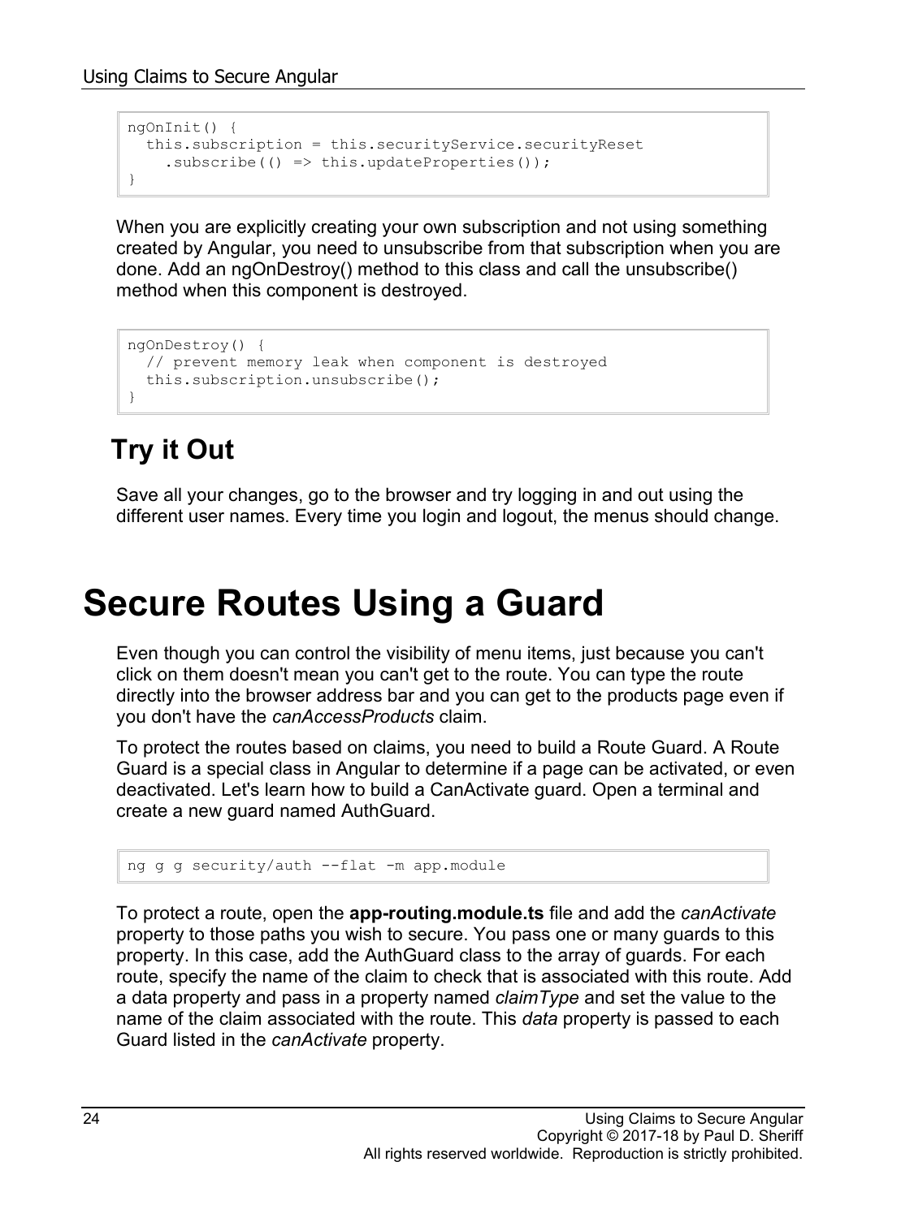```
ngOnInit() {
  this.subscription = this.securityService.securityReset
    .subscribe(() => this.updateProperties());
}
```

When you are explicitly creating your own subscription and not using something created by Angular, you need to unsubscribe from that subscription when you are done. Add an ngOnDestroy() method to this class and call the unsubscribe() method when this component is destroyed.

```
ngOnDestroy() {
  // prevent memory leak when component is destroyed
  this.subscription.unsubscribe();
}
```

## Try it Out

Save all your changes, go to the browser and try logging in and out using the different user names. Every time you login and logout, the menus should change.

# Secure Routes Using a Guard

Even though you can control the visibility of menu items, just because you can't click on them doesn't mean you can't get to the route. You can type the route directly into the browser address bar and you can get to the products page even if you don't have the *canAccessProducts* claim.

To protect the routes based on claims, you need to build a Route Guard. A Route Guard is a special class in Angular to determine if a page can be activated, or even deactivated. Let's learn how to build a CanActivate guard. Open a terminal and create a new guard named AuthGuard.

```
ng g g security/auth --flat -m app.module
```

To protect a route, open the **app-routing.module.ts** file and add the *canActivate* property to those paths you wish to secure. You pass one or many guards to this property. In this case, add the AuthGuard class to the array of guards. For each route, specify the name of the claim to check that is associated with this route. Add a data property and pass in a property named *claimType* and set the value to the name of the claim associated with the route. This *data* property is passed to each Guard listed in the *canActivate* property.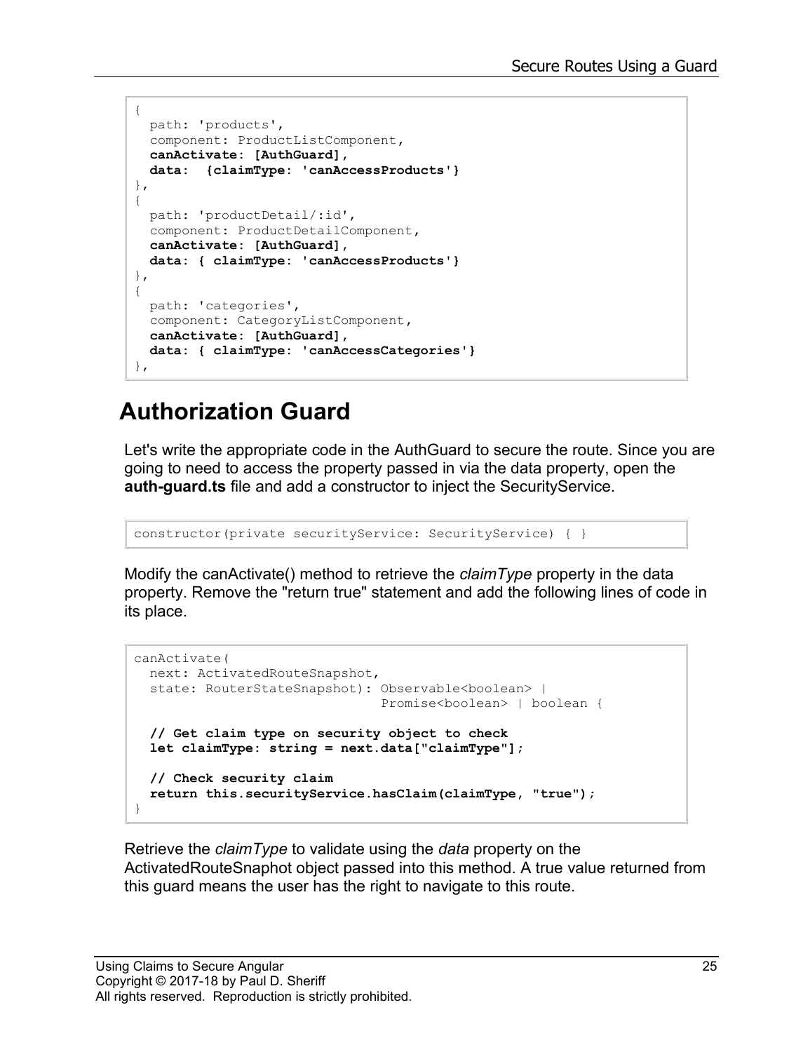```
{
  path: 'products',
  component: ProductListComponent,
  canActivate: [AuthGuard],
  data:  {claimType: 'canAccessProducts'}
},
{
  path: 'productDetail/:id',
  component: ProductDetailComponent,
  canActivate: [AuthGuard],
  data: { claimType: 'canAccessProducts'}
},
{
  path: 'categories',
  component: CategoryListComponent,
  canActivate: [AuthGuard],
  data: { claimType: 'canAccessCategories'}
},
```

## Authorization Guard

Let's write the appropriate code in the AuthGuard to secure the route. Since you are going to need to access the property passed in via the data property, open the **auth-guard.ts** file and add a constructor to inject the SecurityService.

```
constructor(private securityService: SecurityService) { }
```

Modify the canActivate() method to retrieve the *claimType* property in the data property. Remove the "return true" statement and add the following lines of code in its place.

```
canActivate(
  next: ActivatedRouteSnapshot,
  state: RouterStateSnapshot): Observable<boolean> |
                              Promise<boolean> | boolean {

  // Get claim type on security object to check
  let claimType: string = next.data["claimType"];

  // Check security claim
  return this.securityService.hasClaim(claimType, "true");
}
```

Retrieve the *claimType* to validate using the *data* property on the ActivatedRouteSnaphot object passed into this method. A true value returned from this guard means the user has the right to navigate to this route.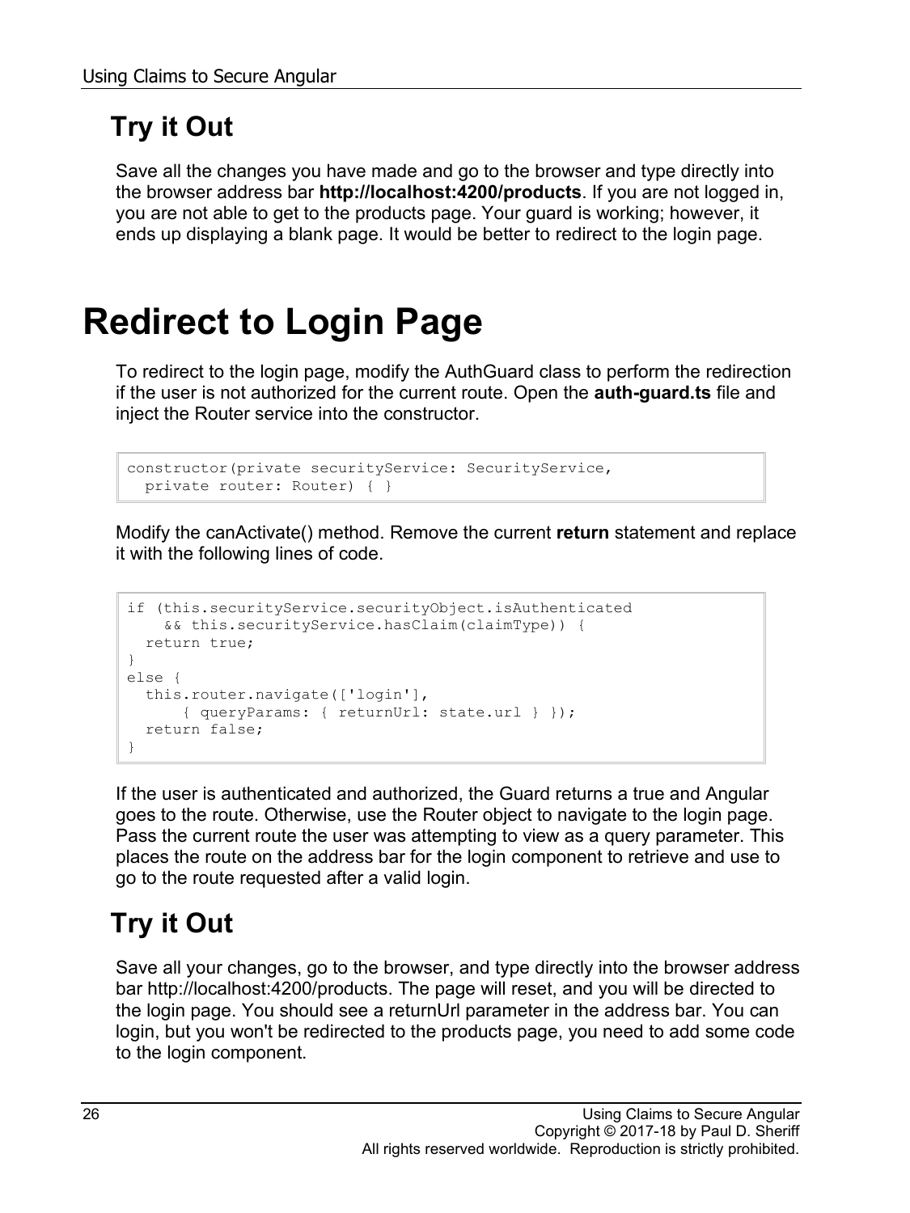## Try it Out

Save all the changes you have made and go to the browser and type directly into the browser address bar **http://localhost:4200/products**. If you are not logged in, you are not able to get to the products page. Your guard is working; however, it ends up displaying a blank page. It would be better to redirect to the login page.

# Redirect to Login Page

To redirect to the login page, modify the AuthGuard class to perform the redirection if the user is not authorized for the current route. Open the **auth-guard.ts** file and inject the Router service into the constructor.

```
constructor(private securityService: SecurityService,
  private router: Router) { }
```

Modify the canActivate() method. Remove the current **return** statement and replace it with the following lines of code.

```
if (this.securityService.securityObject.isAuthenticated
    && this.securityService.hasClaim(claimType)) {
  return true;
}
else {
  this.router.navigate(['login'],
      { queryParams: { returnUrl: state.url } });
  return false;
}
```

If the user is authenticated and authorized, the Guard returns a true and Angular goes to the route. Otherwise, use the Router object to navigate to the login page. Pass the current route the user was attempting to view as a query parameter. This places the route on the address bar for the login component to retrieve and use to go to the route requested after a valid login.

## Try it Out

Save all your changes, go to the browser, and type directly into the browser address bar http://localhost:4200/products. The page will reset, and you will be directed to the login page. You should see a returnUrl parameter in the address bar. You can login, but you won't be redirected to the products page, you need to add some code to the login component.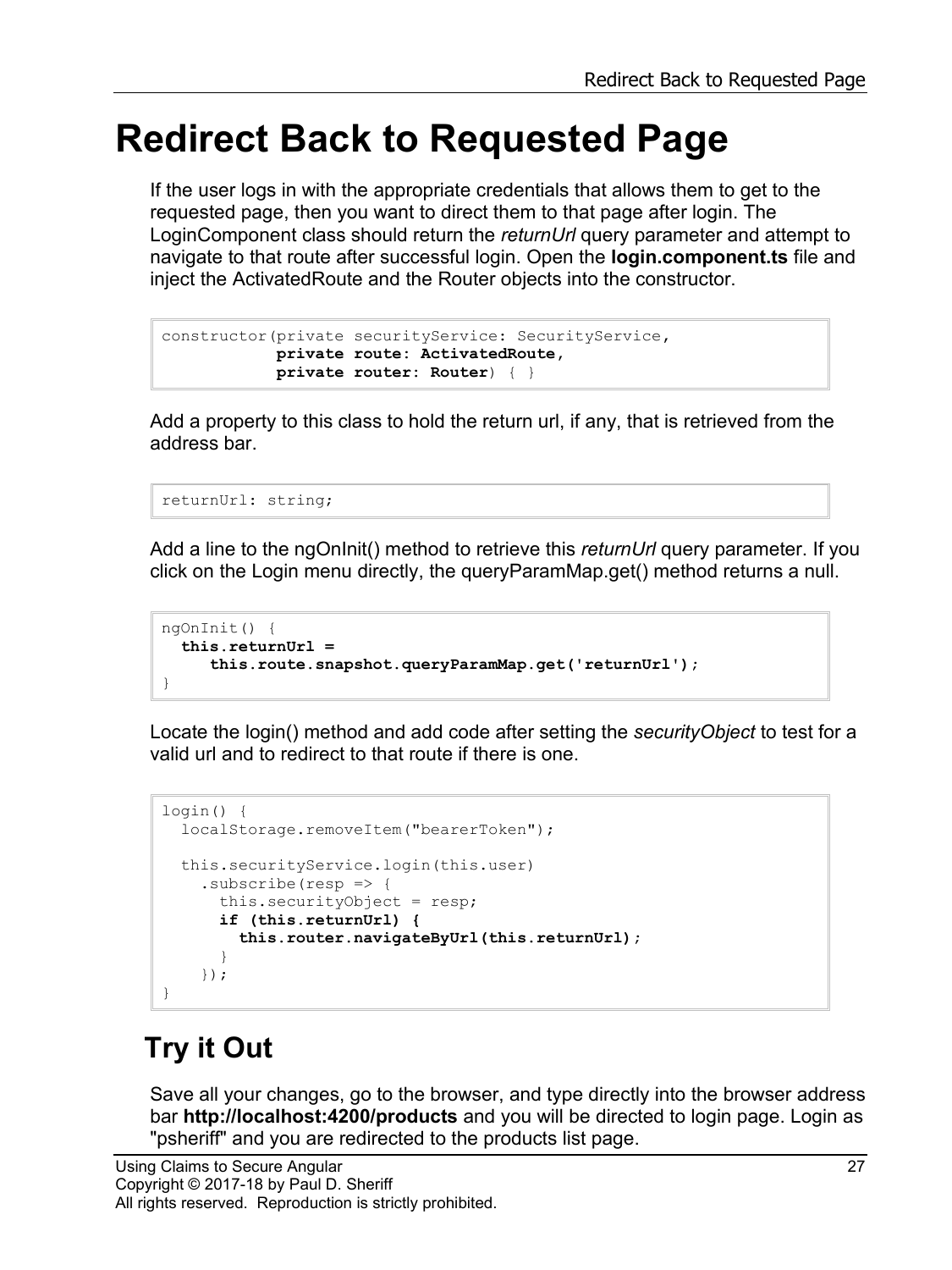# Redirect Back to Requested Page

If the user logs in with the appropriate credentials that allows them to get to the requested page, then you want to direct them to that page after login. The LoginComponent class should return the *returnUrl* query parameter and attempt to navigate to that route after successful login. Open the **login.component.ts** file and inject the ActivatedRoute and the Router objects into the constructor.

```
constructor(private securityService: SecurityService,
            private route: ActivatedRoute,
            private router: Router) { }
```

Add a property to this class to hold the return url, if any, that is retrieved from the address bar.

```
returnUrl: string;
```

Add a line to the ngOnInit() method to retrieve this *returnUrl* query parameter. If you click on the Login menu directly, the queryParamMap.get() method returns a null.

```
ngOnInit() {
  this.returnUrl =
     this.route.snapshot.queryParamMap.get('returnUrl');
}
```

Locate the login() method and add code after setting the *securityObject* to test for a valid url and to redirect to that route if there is one.

```
login() {
  localStorage.removeItem("bearerToken");

  this.securityService.login(this.user)
    .subscribe(resp => {
      this.securityObject = resp;
      if (this.returnUrl) {
        this.router.navigateByUrl(this.returnUrl);
      }
    });
}
```

## Try it Out

Save all your changes, go to the browser, and type directly into the browser address bar **http://localhost:4200/products** and you will be directed to login page. Login as "psheriff" and you are redirected to the products list page.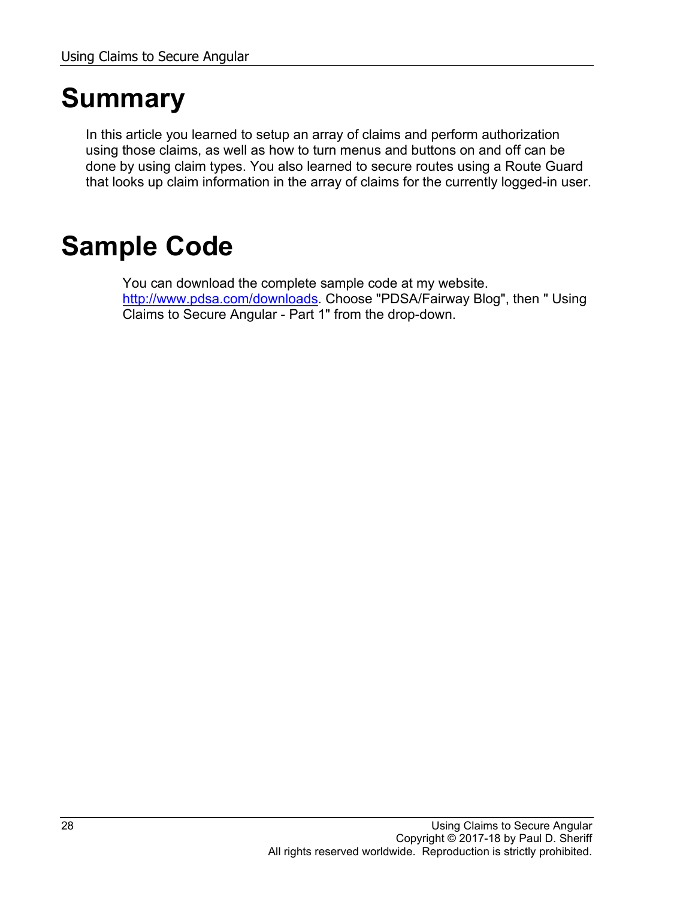# Summary

In this article you learned to setup an array of claims and perform authorization using those claims, as well as how to turn menus and buttons on and off can be done by using claim types. You also learned to secure routes using a Route Guard that looks up claim information in the array of claims for the currently logged-in user.

# Sample Code

You can download the complete sample code at my website. http://www.pdsa.com/downloads. Choose "PDSA/Fairway Blog", then " Using Claims to Secure Angular - Part 1" from the drop-down.